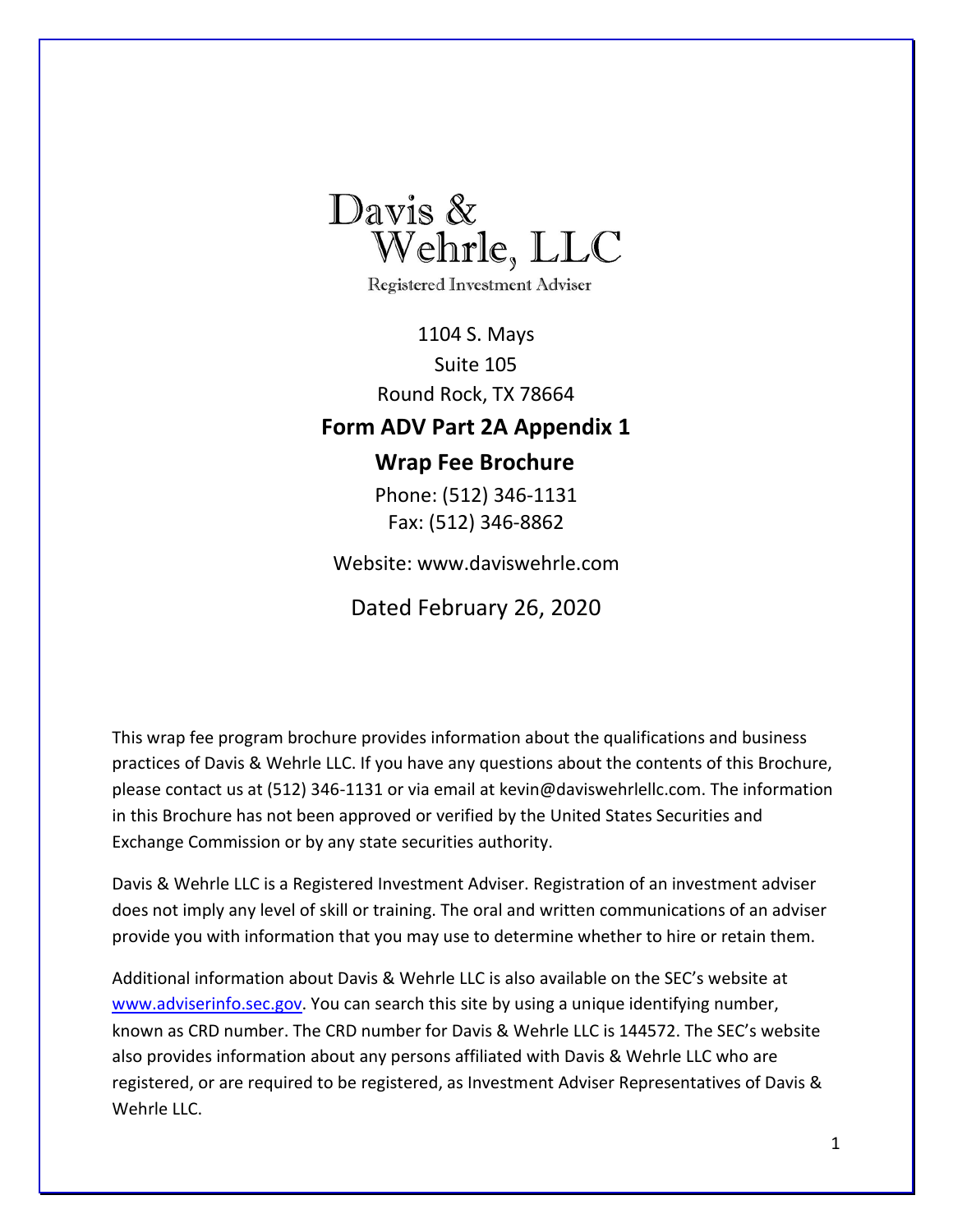# Davis & Wehrle, LLC

Registered Investment Adviser

1104 S. Mays
Suite 105
Round Rock, TX 78664

## Form ADV Part 2A Appendix 1

## Wrap Fee Brochure

Phone: (512) 346-1131
Fax: (512) 346-8862

Website: www.daviswehrle.com

Dated February 26, 2020

This wrap fee program brochure provides information about the qualifications and business practices of Davis & Wehrle LLC. If you have any questions about the contents of this Brochure, please contact us at (512) 346-1131 or via email at kevin@daviswehrlellc.com. The information in this Brochure has not been approved or verified by the United States Securities and Exchange Commission or by any state securities authority.

Davis & Wehrle LLC is a Registered Investment Adviser. Registration of an investment adviser does not imply any level of skill or training. The oral and written communications of an adviser provide you with information that you may use to determine whether to hire or retain them.

Additional information about Davis & Wehrle LLC is also available on the SEC's website at www.adviserinfo.sec.gov. You can search this site by using a unique identifying number, known as CRD number. The CRD number for Davis & Wehrle LLC is 144572. The SEC's website also provides information about any persons affiliated with Davis & Wehrle LLC who are registered, or are required to be registered, as Investment Adviser Representatives of Davis & Wehrle LLC.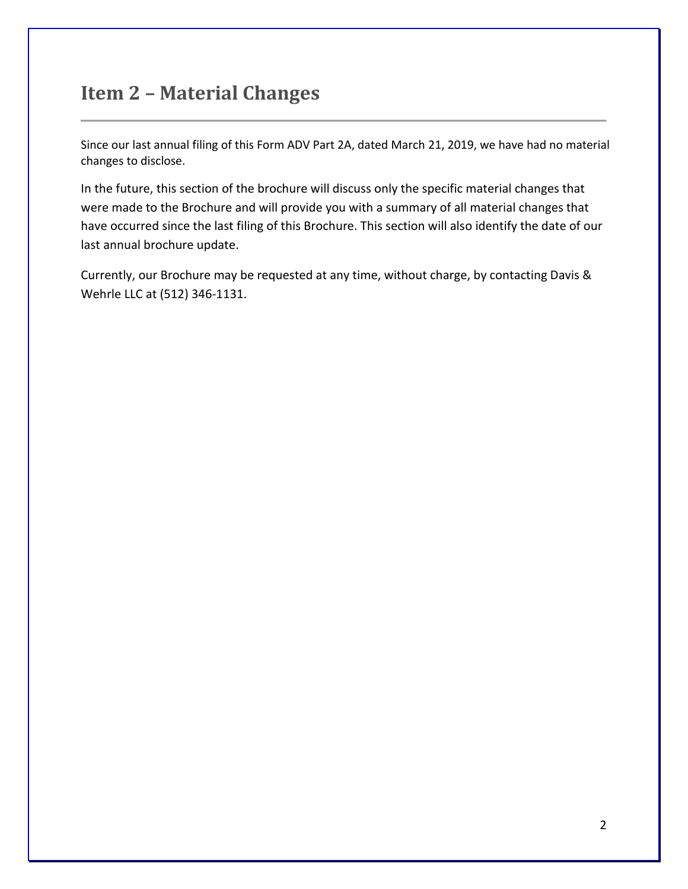## Item 2 – Material Changes

Since our last annual filing of this Form ADV Part 2A, dated March 21, 2019, we have had no material changes to disclose.

In the future, this section of the brochure will discuss only the specific material changes that were made to the Brochure and will provide you with a summary of all material changes that have occurred since the last filing of this Brochure. This section will also identify the date of our last annual brochure update.

Currently, our Brochure may be requested at any time, without charge, by contacting Davis & Wehrle LLC at (512) 346-1131.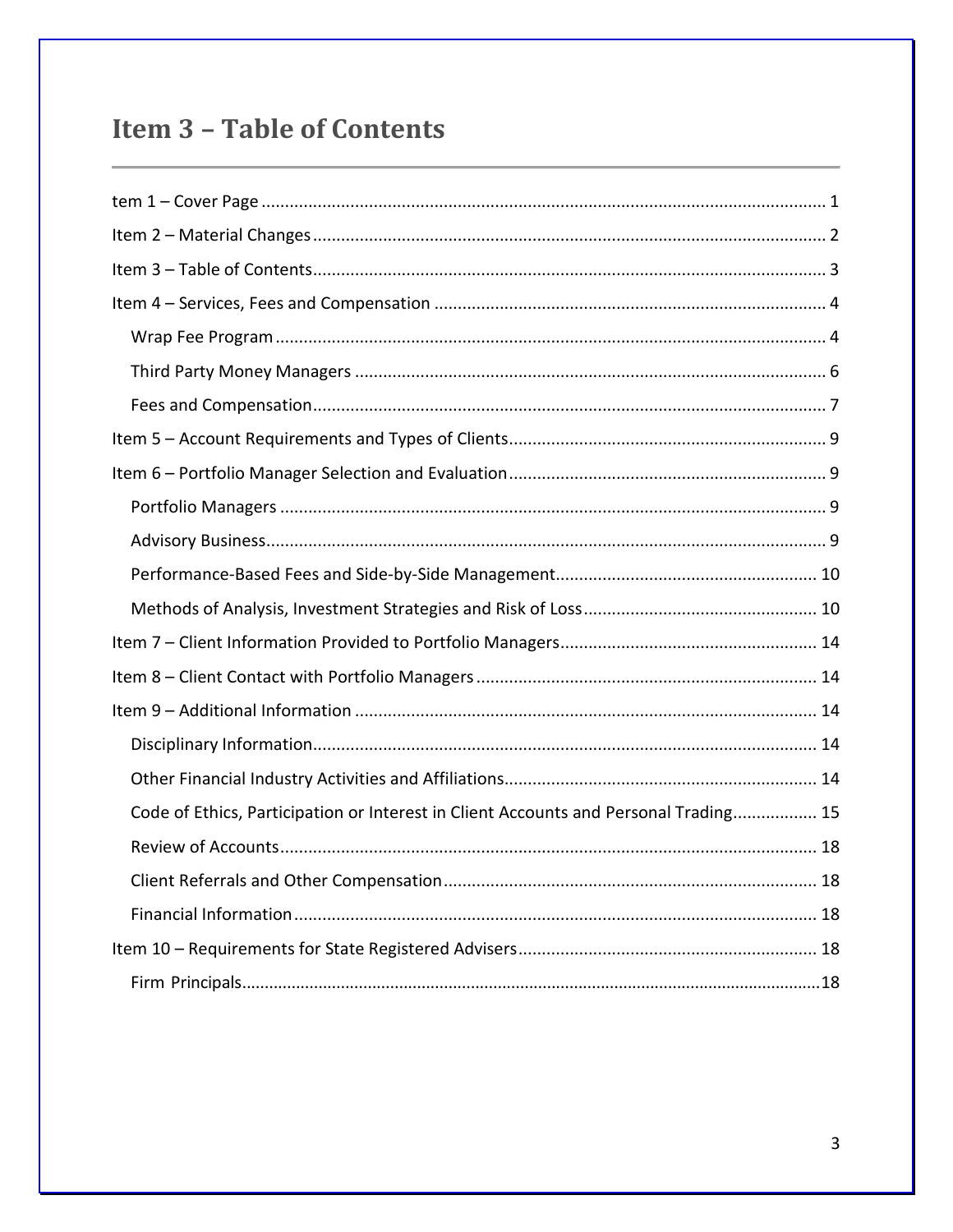# Item 3 – Table of Contents

tem 1 – Cover Page ........................................................................................................................ 1

Item 2 – Material Changes ............................................................................................................ 2

Item 3 – Table of Contents............................................................................................................. 3

Item 4 – Services, Fees and Compensation ................................................................................... 4

- Wrap Fee Program ..................................................................................................................... 4
- Third Party Money Managers .................................................................................................... 6
- Fees and Compensation............................................................................................................. 7

Item 5 – Account Requirements and Types of Clients................................................................... 9

Item 6 – Portfolio Manager Selection and Evaluation................................................................... 9

- Portfolio Managers .................................................................................................................... 9
- Advisory Business....................................................................................................................... 9
- Performance-Based Fees and Side-by-Side Management....................................................... 10
- Methods of Analysis, Investment Strategies and Risk of Loss ................................................. 10

Item 7 – Client Information Provided to Portfolio Managers...................................................... 14

Item 8 – Client Contact with Portfolio Managers ........................................................................ 14

Item 9 – Additional Information .................................................................................................. 14

- Disciplinary Information........................................................................................................... 14
- Other Financial Industry Activities and Affiliations.................................................................. 14
- Code of Ethics, Participation or Interest in Client Accounts and Personal Trading.................. 15
- Review of Accounts.................................................................................................................. 18
- Client Referrals and Other Compensation ............................................................................... 18
- Financial Information ............................................................................................................... 18

Item 10 – Requirements for State Registered Advisers............................................................... 18

- Firm Principals...........................................................................................................................18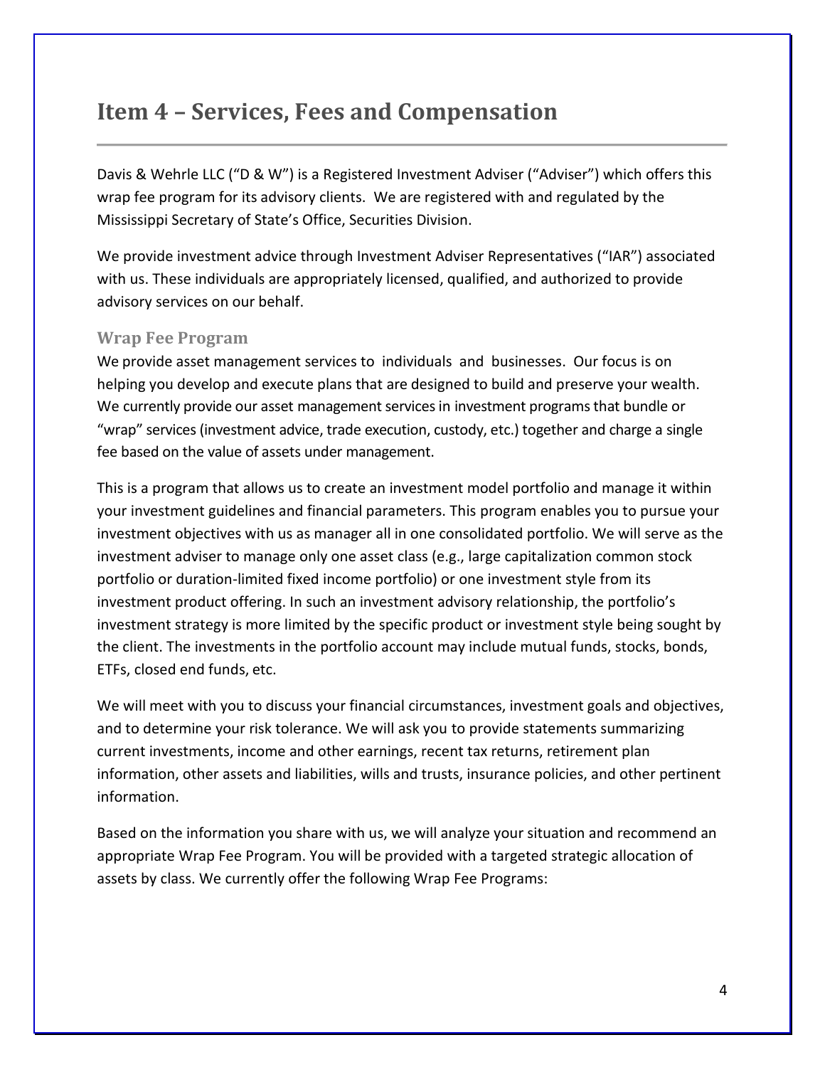# Item 4 – Services, Fees and Compensation

Davis & Wehrle LLC ("D & W") is a Registered Investment Adviser ("Adviser") which offers this wrap fee program for its advisory clients. We are registered with and regulated by the Mississippi Secretary of State's Office, Securities Division.

We provide investment advice through Investment Adviser Representatives ("IAR") associated with us. These individuals are appropriately licensed, qualified, and authorized to provide advisory services on our behalf.

### Wrap Fee Program

We provide asset management services to individuals and businesses. Our focus is on helping you develop and execute plans that are designed to build and preserve your wealth. We currently provide our asset management services in investment programs that bundle or "wrap" services (investment advice, trade execution, custody, etc.) together and charge a single fee based on the value of assets under management.

This is a program that allows us to create an investment model portfolio and manage it within your investment guidelines and financial parameters. This program enables you to pursue your investment objectives with us as manager all in one consolidated portfolio. We will serve as the investment adviser to manage only one asset class (e.g., large capitalization common stock portfolio or duration-limited fixed income portfolio) or one investment style from its investment product offering. In such an investment advisory relationship, the portfolio's investment strategy is more limited by the specific product or investment style being sought by the client. The investments in the portfolio account may include mutual funds, stocks, bonds, ETFs, closed end funds, etc.

We will meet with you to discuss your financial circumstances, investment goals and objectives, and to determine your risk tolerance. We will ask you to provide statements summarizing current investments, income and other earnings, recent tax returns, retirement plan information, other assets and liabilities, wills and trusts, insurance policies, and other pertinent information.

Based on the information you share with us, we will analyze your situation and recommend an appropriate Wrap Fee Program. You will be provided with a targeted strategic allocation of assets by class. We currently offer the following Wrap Fee Programs: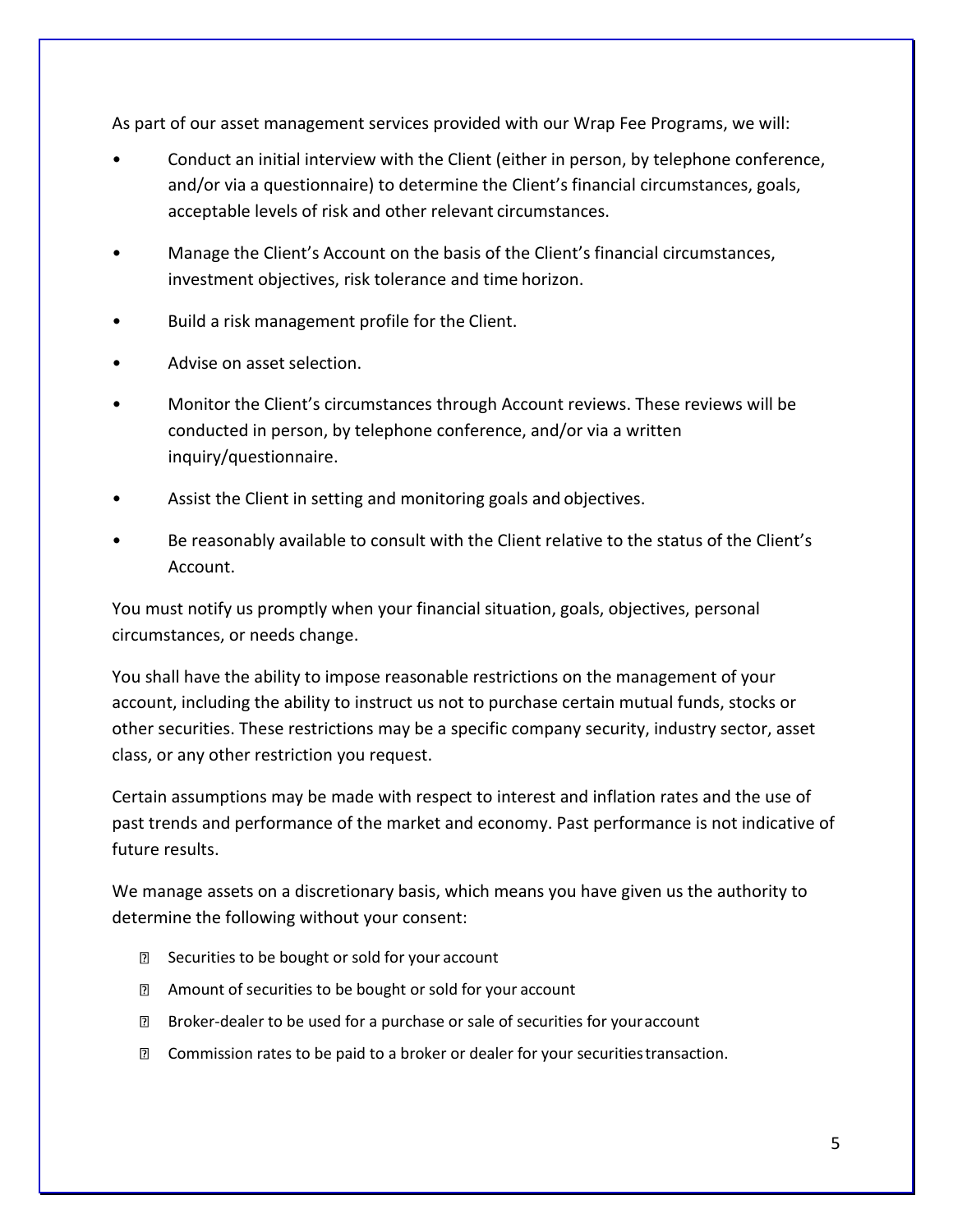As part of our asset management services provided with our Wrap Fee Programs, we will:

- Conduct an initial interview with the Client (either in person, by telephone conference, and/or via a questionnaire) to determine the Client's financial circumstances, goals, acceptable levels of risk and other relevant circumstances.
- Manage the Client's Account on the basis of the Client's financial circumstances, investment objectives, risk tolerance and time horizon.
- Build a risk management profile for the Client.
- Advise on asset selection.
- Monitor the Client's circumstances through Account reviews. These reviews will be conducted in person, by telephone conference, and/or via a written inquiry/questionnaire.
- Assist the Client in setting and monitoring goals and objectives.
- Be reasonably available to consult with the Client relative to the status of the Client's Account.

You must notify us promptly when your financial situation, goals, objectives, personal circumstances, or needs change.

You shall have the ability to impose reasonable restrictions on the management of your account, including the ability to instruct us not to purchase certain mutual funds, stocks or other securities. These restrictions may be a specific company security, industry sector, asset class, or any other restriction you request.

Certain assumptions may be made with respect to interest and inflation rates and the use of past trends and performance of the market and economy. Past performance is not indicative of future results.

We manage assets on a discretionary basis, which means you have given us the authority to determine the following without your consent:

- Securities to be bought or sold for your account
- Amount of securities to be bought or sold for your account
- Broker-dealer to be used for a purchase or sale of securities for your account
- Commission rates to be paid to a broker or dealer for your securities transaction.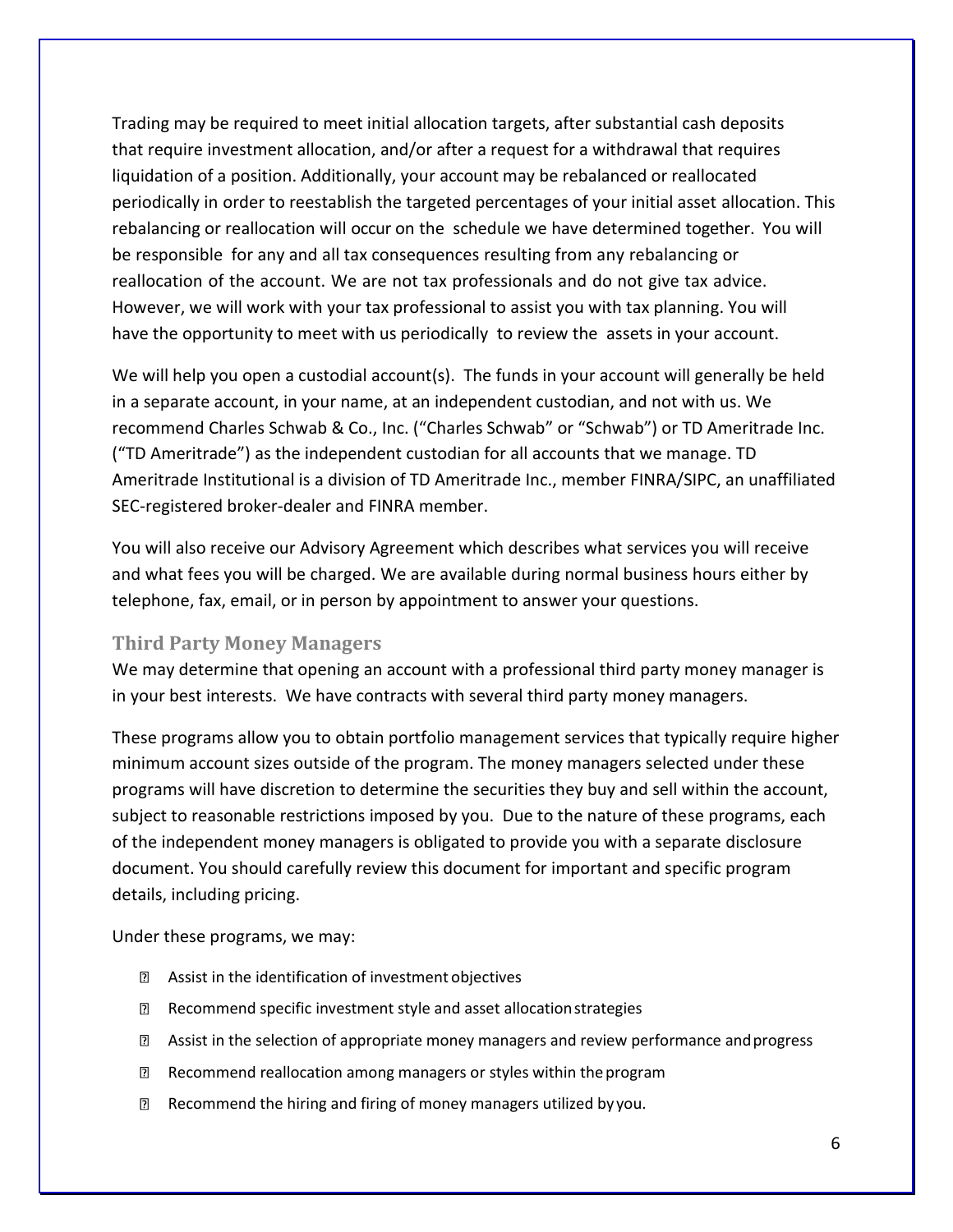Trading may be required to meet initial allocation targets, after substantial cash deposits that require investment allocation, and/or after a request for a withdrawal that requires liquidation of a position. Additionally, your account may be rebalanced or reallocated periodically in order to reestablish the targeted percentages of your initial asset allocation. This rebalancing or reallocation will occur on the schedule we have determined together. You will be responsible for any and all tax consequences resulting from any rebalancing or reallocation of the account. We are not tax professionals and do not give tax advice. However, we will work with your tax professional to assist you with tax planning. You will have the opportunity to meet with us periodically to review the assets in your account.

We will help you open a custodial account(s). The funds in your account will generally be held in a separate account, in your name, at an independent custodian, and not with us. We recommend Charles Schwab & Co., Inc. ("Charles Schwab" or "Schwab") or TD Ameritrade Inc. ("TD Ameritrade") as the independent custodian for all accounts that we manage. TD Ameritrade Institutional is a division of TD Ameritrade Inc., member FINRA/SIPC, an unaffiliated SEC-registered broker-dealer and FINRA member.

You will also receive our Advisory Agreement which describes what services you will receive and what fees you will be charged. We are available during normal business hours either by telephone, fax, email, or in person by appointment to answer your questions.

### Third Party Money Managers

We may determine that opening an account with a professional third party money manager is in your best interests. We have contracts with several third party money managers.

These programs allow you to obtain portfolio management services that typically require higher minimum account sizes outside of the program. The money managers selected under these programs will have discretion to determine the securities they buy and sell within the account, subject to reasonable restrictions imposed by you. Due to the nature of these programs, each of the independent money managers is obligated to provide you with a separate disclosure document. You should carefully review this document for important and specific program details, including pricing.

Under these programs, we may:

- Assist in the identification of investment objectives
- Recommend specific investment style and asset allocation strategies
- Assist in the selection of appropriate money managers and review performance and progress
- Recommend reallocation among managers or styles within the program
- Recommend the hiring and firing of money managers utilized by you.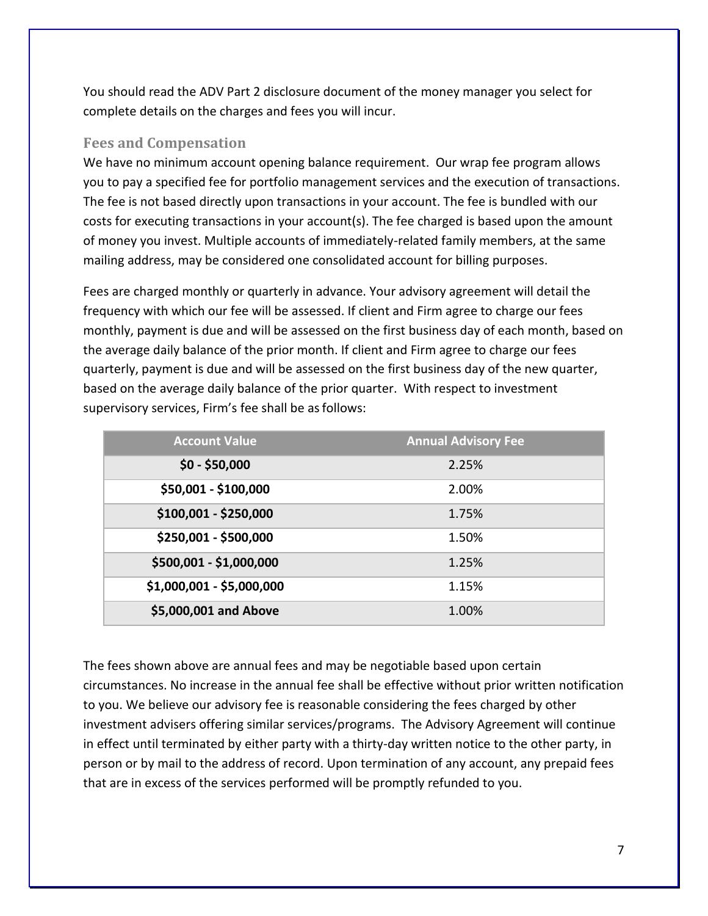You should read the ADV Part 2 disclosure document of the money manager you select for complete details on the charges and fees you will incur.

### Fees and Compensation

We have no minimum account opening balance requirement. Our wrap fee program allows you to pay a specified fee for portfolio management services and the execution of transactions. The fee is not based directly upon transactions in your account. The fee is bundled with our costs for executing transactions in your account(s). The fee charged is based upon the amount of money you invest. Multiple accounts of immediately-related family members, at the same mailing address, may be considered one consolidated account for billing purposes.

Fees are charged monthly or quarterly in advance. Your advisory agreement will detail the frequency with which our fee will be assessed. If client and Firm agree to charge our fees monthly, payment is due and will be assessed on the first business day of each month, based on the average daily balance of the prior month. If client and Firm agree to charge our fees quarterly, payment is due and will be assessed on the first business day of the new quarter, based on the average daily balance of the prior quarter. With respect to investment supervisory services, Firm's fee shall be as follows:

| Account Value | Annual Advisory Fee |
|---|---|
| **$0 - $50,000** | 2.25% |
| **$50,001 - $100,000** | 2.00% |
| **$100,001 - $250,000** | 1.75% |
| **$250,001 - $500,000** | 1.50% |
| **$500,001 - $1,000,000** | 1.25% |
| **$1,000,001 - $5,000,000** | 1.15% |
| **$5,000,001 and Above** | 1.00% |

The fees shown above are annual fees and may be negotiable based upon certain circumstances. No increase in the annual fee shall be effective without prior written notification to you. We believe our advisory fee is reasonable considering the fees charged by other investment advisers offering similar services/programs. The Advisory Agreement will continue in effect until terminated by either party with a thirty-day written notice to the other party, in person or by mail to the address of record. Upon termination of any account, any prepaid fees that are in excess of the services performed will be promptly refunded to you.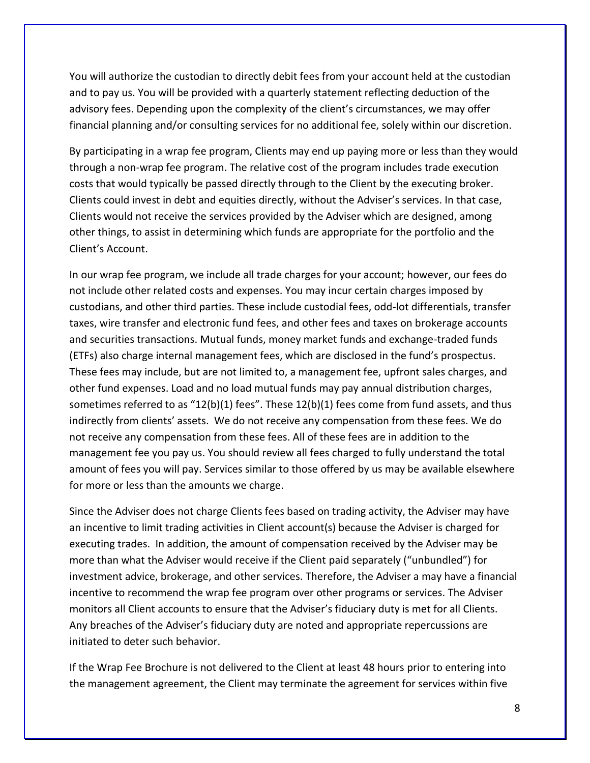You will authorize the custodian to directly debit fees from your account held at the custodian and to pay us. You will be provided with a quarterly statement reflecting deduction of the advisory fees. Depending upon the complexity of the client's circumstances, we may offer financial planning and/or consulting services for no additional fee, solely within our discretion.

By participating in a wrap fee program, Clients may end up paying more or less than they would through a non-wrap fee program. The relative cost of the program includes trade execution costs that would typically be passed directly through to the Client by the executing broker. Clients could invest in debt and equities directly, without the Adviser's services. In that case, Clients would not receive the services provided by the Adviser which are designed, among other things, to assist in determining which funds are appropriate for the portfolio and the Client's Account.

In our wrap fee program, we include all trade charges for your account; however, our fees do not include other related costs and expenses. You may incur certain charges imposed by custodians, and other third parties. These include custodial fees, odd-lot differentials, transfer taxes, wire transfer and electronic fund fees, and other fees and taxes on brokerage accounts and securities transactions. Mutual funds, money market funds and exchange-traded funds (ETFs) also charge internal management fees, which are disclosed in the fund's prospectus. These fees may include, but are not limited to, a management fee, upfront sales charges, and other fund expenses. Load and no load mutual funds may pay annual distribution charges, sometimes referred to as "12(b)(1) fees". These 12(b)(1) fees come from fund assets, and thus indirectly from clients' assets. We do not receive any compensation from these fees. We do not receive any compensation from these fees. All of these fees are in addition to the management fee you pay us. You should review all fees charged to fully understand the total amount of fees you will pay. Services similar to those offered by us may be available elsewhere for more or less than the amounts we charge.

Since the Adviser does not charge Clients fees based on trading activity, the Adviser may have an incentive to limit trading activities in Client account(s) because the Adviser is charged for executing trades. In addition, the amount of compensation received by the Adviser may be more than what the Adviser would receive if the Client paid separately ("unbundled") for investment advice, brokerage, and other services. Therefore, the Adviser a may have a financial incentive to recommend the wrap fee program over other programs or services. The Adviser monitors all Client accounts to ensure that the Adviser's fiduciary duty is met for all Clients. Any breaches of the Adviser's fiduciary duty are noted and appropriate repercussions are initiated to deter such behavior.

If the Wrap Fee Brochure is not delivered to the Client at least 48 hours prior to entering into the management agreement, the Client may terminate the agreement for services within five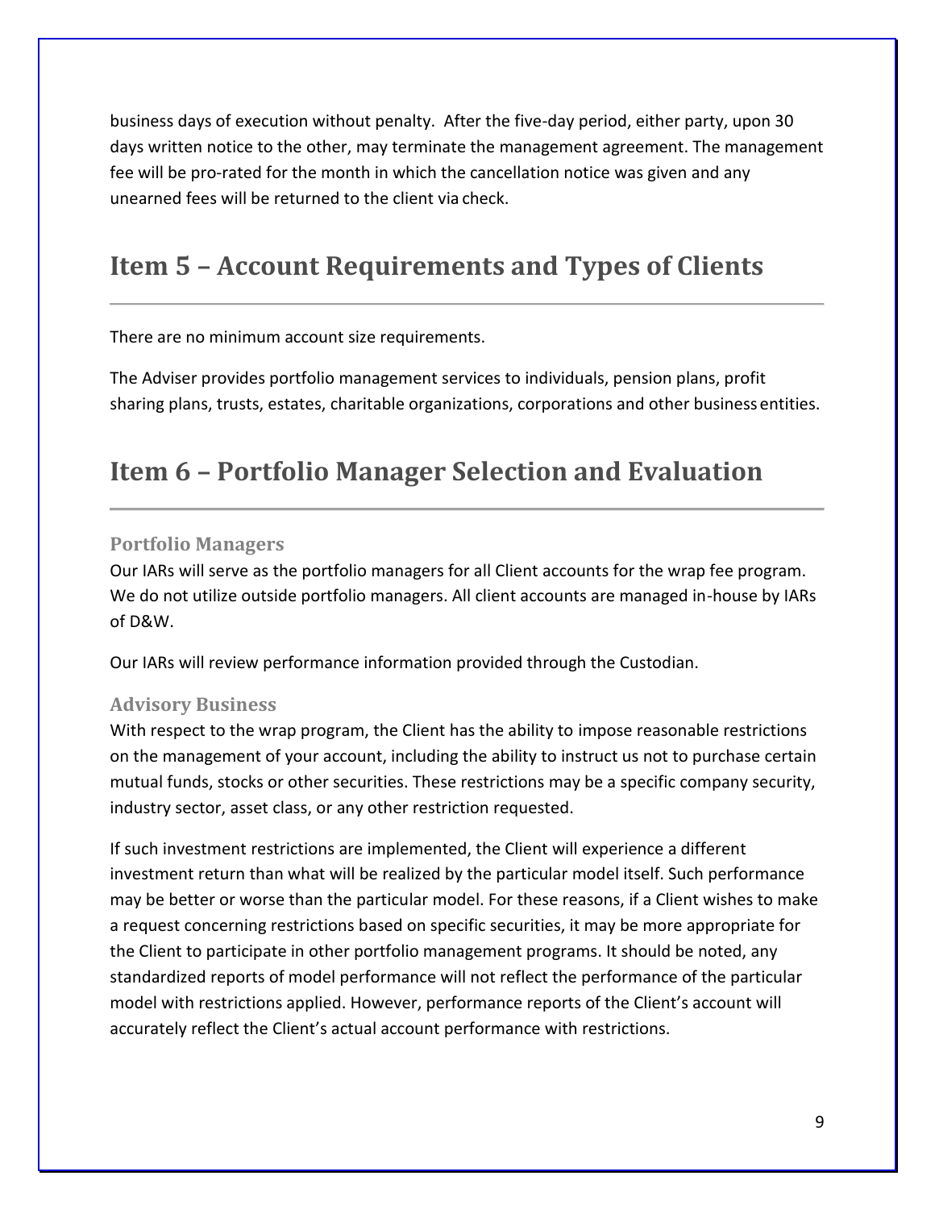business days of execution without penalty. After the five-day period, either party, upon 30 days written notice to the other, may terminate the management agreement. The management fee will be pro-rated for the month in which the cancellation notice was given and any unearned fees will be returned to the client via check.

# Item 5 – Account Requirements and Types of Clients

There are no minimum account size requirements.

The Adviser provides portfolio management services to individuals, pension plans, profit sharing plans, trusts, estates, charitable organizations, corporations and other business entities.

# Item 6 – Portfolio Manager Selection and Evaluation

### Portfolio Managers

Our IARs will serve as the portfolio managers for all Client accounts for the wrap fee program. We do not utilize outside portfolio managers. All client accounts are managed in-house by IARs of D&W.

Our IARs will review performance information provided through the Custodian.

### Advisory Business

With respect to the wrap program, the Client has the ability to impose reasonable restrictions on the management of your account, including the ability to instruct us not to purchase certain mutual funds, stocks or other securities. These restrictions may be a specific company security, industry sector, asset class, or any other restriction requested.

If such investment restrictions are implemented, the Client will experience a different investment return than what will be realized by the particular model itself. Such performance may be better or worse than the particular model. For these reasons, if a Client wishes to make a request concerning restrictions based on specific securities, it may be more appropriate for the Client to participate in other portfolio management programs. It should be noted, any standardized reports of model performance will not reflect the performance of the particular model with restrictions applied. However, performance reports of the Client's account will accurately reflect the Client's actual account performance with restrictions.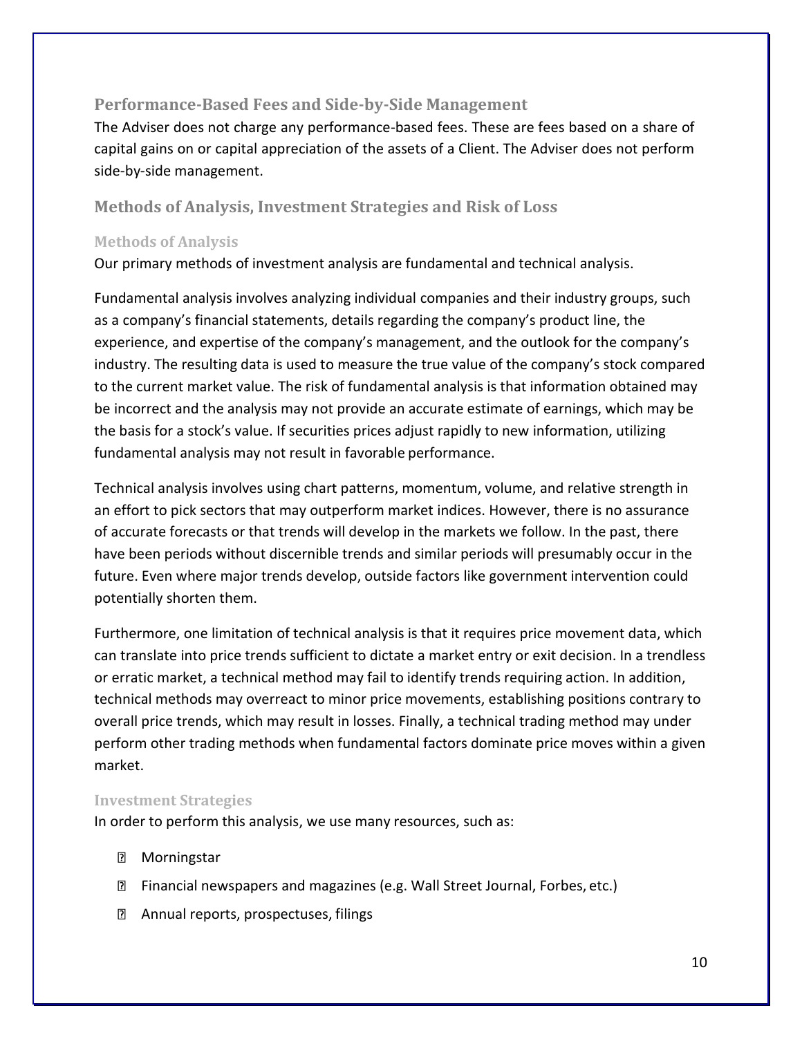## Performance-Based Fees and Side-by-Side Management

The Adviser does not charge any performance-based fees. These are fees based on a share of capital gains on or capital appreciation of the assets of a Client. The Adviser does not perform side-by-side management.

## Methods of Analysis, Investment Strategies and Risk of Loss

### Methods of Analysis

Our primary methods of investment analysis are fundamental and technical analysis.

Fundamental analysis involves analyzing individual companies and their industry groups, such as a company's financial statements, details regarding the company's product line, the experience, and expertise of the company's management, and the outlook for the company's industry. The resulting data is used to measure the true value of the company's stock compared to the current market value. The risk of fundamental analysis is that information obtained may be incorrect and the analysis may not provide an accurate estimate of earnings, which may be the basis for a stock's value. If securities prices adjust rapidly to new information, utilizing fundamental analysis may not result in favorable performance.

Technical analysis involves using chart patterns, momentum, volume, and relative strength in an effort to pick sectors that may outperform market indices. However, there is no assurance of accurate forecasts or that trends will develop in the markets we follow. In the past, there have been periods without discernible trends and similar periods will presumably occur in the future. Even where major trends develop, outside factors like government intervention could potentially shorten them.

Furthermore, one limitation of technical analysis is that it requires price movement data, which can translate into price trends sufficient to dictate a market entry or exit decision. In a trendless or erratic market, a technical method may fail to identify trends requiring action. In addition, technical methods may overreact to minor price movements, establishing positions contrary to overall price trends, which may result in losses. Finally, a technical trading method may under perform other trading methods when fundamental factors dominate price moves within a given market.

### Investment Strategies

In order to perform this analysis, we use many resources, such as:

- Morningstar
- Financial newspapers and magazines (e.g. Wall Street Journal, Forbes, etc.)
- Annual reports, prospectuses, filings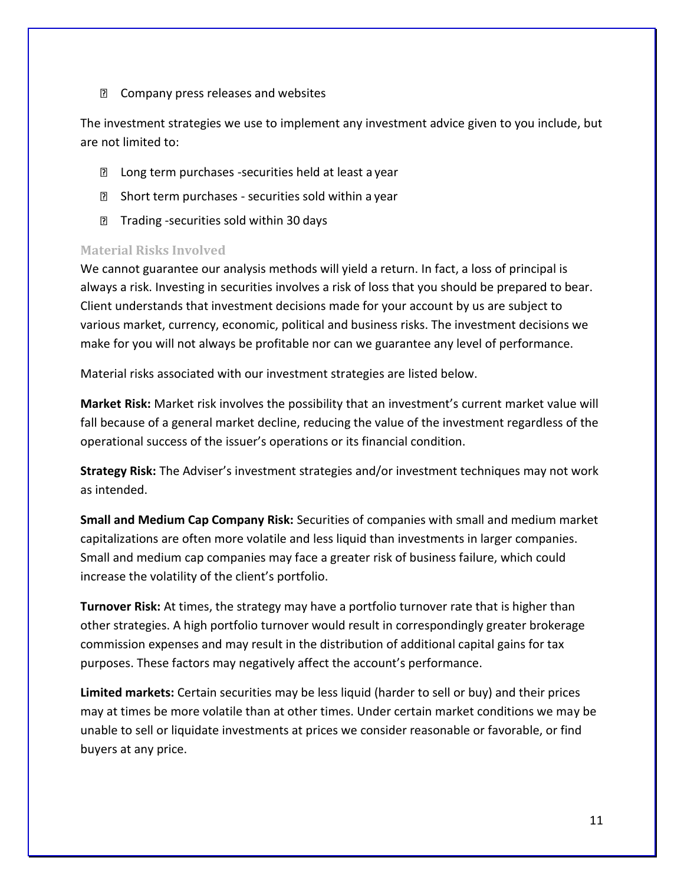- Company press releases and websites

The investment strategies we use to implement any investment advice given to you include, but are not limited to:

- Long term purchases -securities held at least a year
- Short term purchases - securities sold within a year
- Trading -securities sold within 30 days

### Material Risks Involved

We cannot guarantee our analysis methods will yield a return. In fact, a loss of principal is always a risk. Investing in securities involves a risk of loss that you should be prepared to bear. Client understands that investment decisions made for your account by us are subject to various market, currency, economic, political and business risks. The investment decisions we make for you will not always be profitable nor can we guarantee any level of performance.

Material risks associated with our investment strategies are listed below.

**Market Risk:** Market risk involves the possibility that an investment's current market value will fall because of a general market decline, reducing the value of the investment regardless of the operational success of the issuer's operations or its financial condition.

**Strategy Risk:** The Adviser's investment strategies and/or investment techniques may not work as intended.

**Small and Medium Cap Company Risk:** Securities of companies with small and medium market capitalizations are often more volatile and less liquid than investments in larger companies. Small and medium cap companies may face a greater risk of business failure, which could increase the volatility of the client's portfolio.

**Turnover Risk:** At times, the strategy may have a portfolio turnover rate that is higher than other strategies. A high portfolio turnover would result in correspondingly greater brokerage commission expenses and may result in the distribution of additional capital gains for tax purposes. These factors may negatively affect the account's performance.

**Limited markets:** Certain securities may be less liquid (harder to sell or buy) and their prices may at times be more volatile than at other times. Under certain market conditions we may be unable to sell or liquidate investments at prices we consider reasonable or favorable, or find buyers at any price.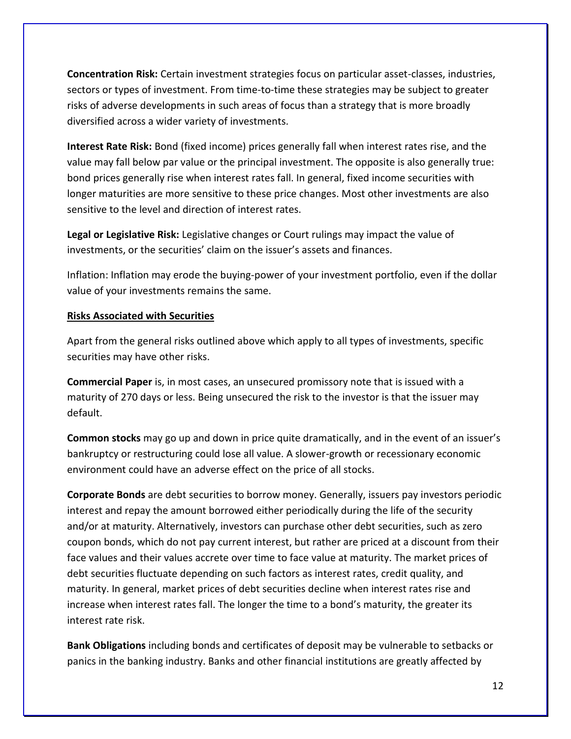**Concentration Risk:** Certain investment strategies focus on particular asset-classes, industries, sectors or types of investment. From time-to-time these strategies may be subject to greater risks of adverse developments in such areas of focus than a strategy that is more broadly diversified across a wider variety of investments.

**Interest Rate Risk:** Bond (fixed income) prices generally fall when interest rates rise, and the value may fall below par value or the principal investment. The opposite is also generally true: bond prices generally rise when interest rates fall. In general, fixed income securities with longer maturities are more sensitive to these price changes. Most other investments are also sensitive to the level and direction of interest rates.

**Legal or Legislative Risk:** Legislative changes or Court rulings may impact the value of investments, or the securities' claim on the issuer's assets and finances.

Inflation: Inflation may erode the buying-power of your investment portfolio, even if the dollar value of your investments remains the same.

**<u>Risks Associated with Securities</u>**

Apart from the general risks outlined above which apply to all types of investments, specific securities may have other risks.

**Commercial Paper** is, in most cases, an unsecured promissory note that is issued with a maturity of 270 days or less. Being unsecured the risk to the investor is that the issuer may default.

**Common stocks** may go up and down in price quite dramatically, and in the event of an issuer's bankruptcy or restructuring could lose all value. A slower-growth or recessionary economic environment could have an adverse effect on the price of all stocks.

**Corporate Bonds** are debt securities to borrow money. Generally, issuers pay investors periodic interest and repay the amount borrowed either periodically during the life of the security and/or at maturity. Alternatively, investors can purchase other debt securities, such as zero coupon bonds, which do not pay current interest, but rather are priced at a discount from their face values and their values accrete over time to face value at maturity. The market prices of debt securities fluctuate depending on such factors as interest rates, credit quality, and maturity. In general, market prices of debt securities decline when interest rates rise and increase when interest rates fall. The longer the time to a bond's maturity, the greater its interest rate risk.

**Bank Obligations** including bonds and certificates of deposit may be vulnerable to setbacks or panics in the banking industry. Banks and other financial institutions are greatly affected by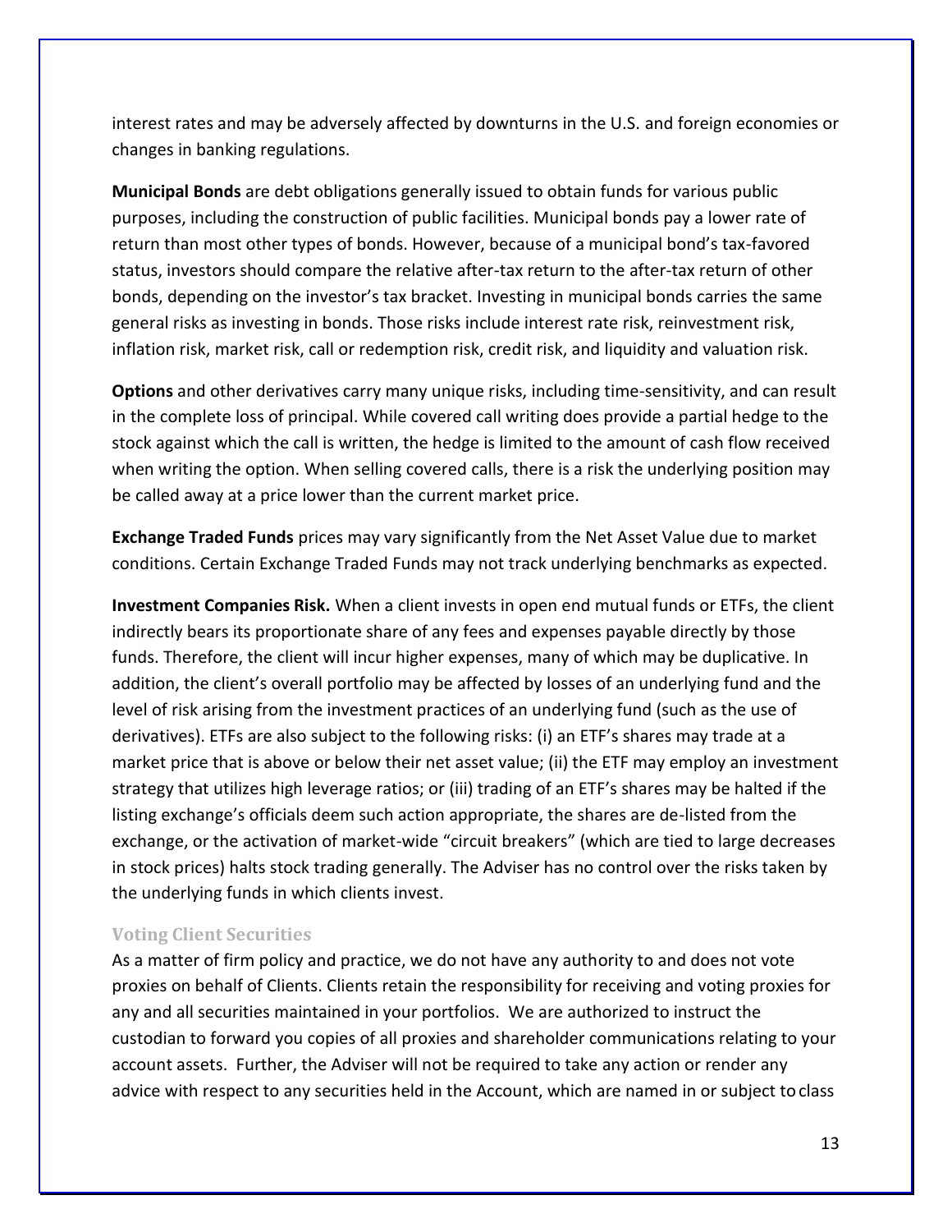interest rates and may be adversely affected by downturns in the U.S. and foreign economies or changes in banking regulations.

**Municipal Bonds** are debt obligations generally issued to obtain funds for various public purposes, including the construction of public facilities. Municipal bonds pay a lower rate of return than most other types of bonds. However, because of a municipal bond's tax-favored status, investors should compare the relative after-tax return to the after-tax return of other bonds, depending on the investor's tax bracket. Investing in municipal bonds carries the same general risks as investing in bonds. Those risks include interest rate risk, reinvestment risk, inflation risk, market risk, call or redemption risk, credit risk, and liquidity and valuation risk.

**Options** and other derivatives carry many unique risks, including time-sensitivity, and can result in the complete loss of principal. While covered call writing does provide a partial hedge to the stock against which the call is written, the hedge is limited to the amount of cash flow received when writing the option. When selling covered calls, there is a risk the underlying position may be called away at a price lower than the current market price.

**Exchange Traded Funds** prices may vary significantly from the Net Asset Value due to market conditions. Certain Exchange Traded Funds may not track underlying benchmarks as expected.

**Investment Companies Risk.** When a client invests in open end mutual funds or ETFs, the client indirectly bears its proportionate share of any fees and expenses payable directly by those funds. Therefore, the client will incur higher expenses, many of which may be duplicative. In addition, the client's overall portfolio may be affected by losses of an underlying fund and the level of risk arising from the investment practices of an underlying fund (such as the use of derivatives). ETFs are also subject to the following risks: (i) an ETF's shares may trade at a market price that is above or below their net asset value; (ii) the ETF may employ an investment strategy that utilizes high leverage ratios; or (iii) trading of an ETF's shares may be halted if the listing exchange's officials deem such action appropriate, the shares are de-listed from the exchange, or the activation of market-wide "circuit breakers" (which are tied to large decreases in stock prices) halts stock trading generally. The Adviser has no control over the risks taken by the underlying funds in which clients invest.

### Voting Client Securities

As a matter of firm policy and practice, we do not have any authority to and does not vote proxies on behalf of Clients. Clients retain the responsibility for receiving and voting proxies for any and all securities maintained in your portfolios. We are authorized to instruct the custodian to forward you copies of all proxies and shareholder communications relating to your account assets. Further, the Adviser will not be required to take any action or render any advice with respect to any securities held in the Account, which are named in or subject to class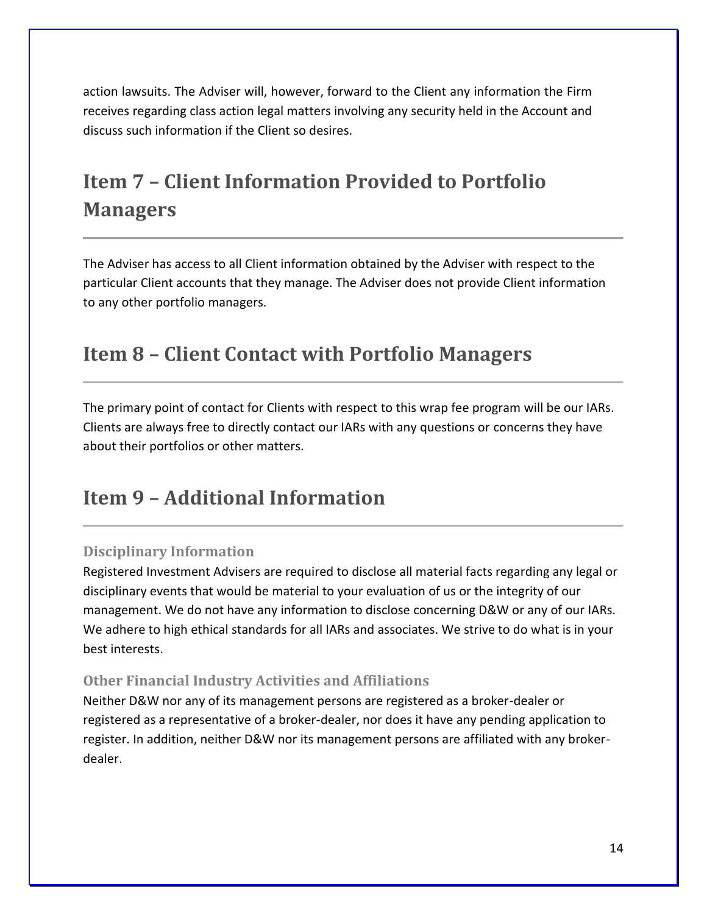action lawsuits. The Adviser will, however, forward to the Client any information the Firm receives regarding class action legal matters involving any security held in the Account and discuss such information if the Client so desires.

## Item 7 – Client Information Provided to Portfolio Managers

The Adviser has access to all Client information obtained by the Adviser with respect to the particular Client accounts that they manage. The Adviser does not provide Client information to any other portfolio managers.

## Item 8 – Client Contact with Portfolio Managers

The primary point of contact for Clients with respect to this wrap fee program will be our IARs. Clients are always free to directly contact our IARs with any questions or concerns they have about their portfolios or other matters.

## Item 9 – Additional Information

### Disciplinary Information

Registered Investment Advisers are required to disclose all material facts regarding any legal or disciplinary events that would be material to your evaluation of us or the integrity of our management. We do not have any information to disclose concerning D&W or any of our IARs. We adhere to high ethical standards for all IARs and associates. We strive to do what is in your best interests.

### Other Financial Industry Activities and Affiliations

Neither D&W nor any of its management persons are registered as a broker-dealer or registered as a representative of a broker-dealer, nor does it have any pending application to register. In addition, neither D&W nor its management persons are affiliated with any broker-dealer.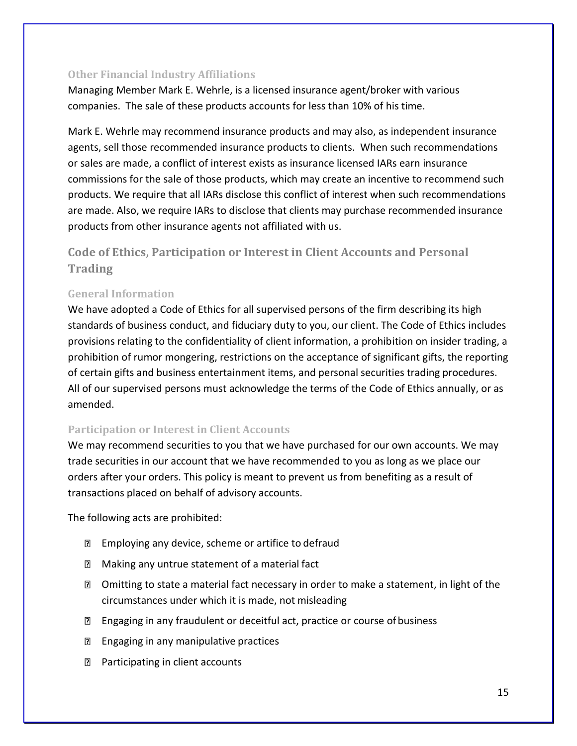### Other Financial Industry Affiliations

Managing Member Mark E. Wehrle, is a licensed insurance agent/broker with various companies. The sale of these products accounts for less than 10% of his time.

Mark E. Wehrle may recommend insurance products and may also, as independent insurance agents, sell those recommended insurance products to clients. When such recommendations or sales are made, a conflict of interest exists as insurance licensed IARs earn insurance commissions for the sale of those products, which may create an incentive to recommend such products. We require that all IARs disclose this conflict of interest when such recommendations are made. Also, we require IARs to disclose that clients may purchase recommended insurance products from other insurance agents not affiliated with us.

## Code of Ethics, Participation or Interest in Client Accounts and Personal Trading

### General Information

We have adopted a Code of Ethics for all supervised persons of the firm describing its high standards of business conduct, and fiduciary duty to you, our client. The Code of Ethics includes provisions relating to the confidentiality of client information, a prohibition on insider trading, a prohibition of rumor mongering, restrictions on the acceptance of significant gifts, the reporting of certain gifts and business entertainment items, and personal securities trading procedures. All of our supervised persons must acknowledge the terms of the Code of Ethics annually, or as amended.

### Participation or Interest in Client Accounts

We may recommend securities to you that we have purchased for our own accounts. We may trade securities in our account that we have recommended to you as long as we place our orders after your orders. This policy is meant to prevent us from benefiting as a result of transactions placed on behalf of advisory accounts.

The following acts are prohibited:

- Employing any device, scheme or artifice to defraud
- Making any untrue statement of a material fact
- Omitting to state a material fact necessary in order to make a statement, in light of the circumstances under which it is made, not misleading
- Engaging in any fraudulent or deceitful act, practice or course of business
- Engaging in any manipulative practices
- Participating in client accounts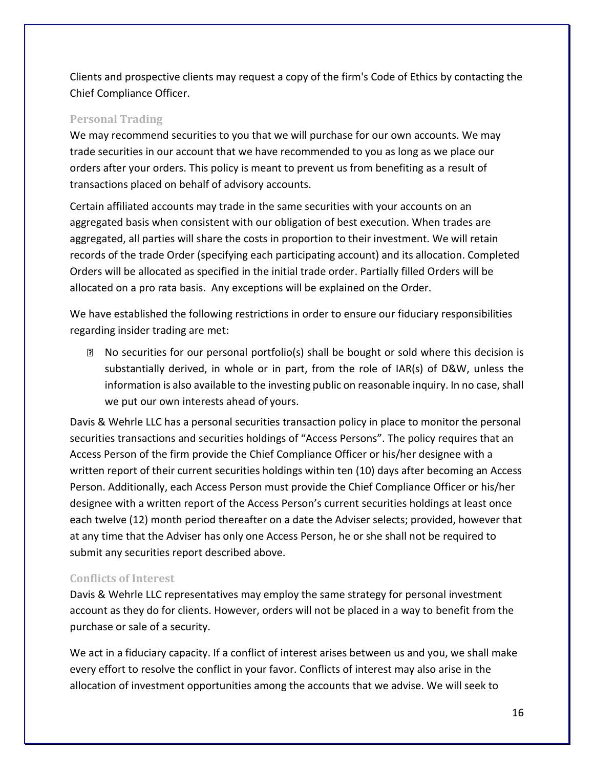Clients and prospective clients may request a copy of the firm's Code of Ethics by contacting the Chief Compliance Officer.

### Personal Trading

We may recommend securities to you that we will purchase for our own accounts. We may trade securities in our account that we have recommended to you as long as we place our orders after your orders. This policy is meant to prevent us from benefiting as a result of transactions placed on behalf of advisory accounts.

Certain affiliated accounts may trade in the same securities with your accounts on an aggregated basis when consistent with our obligation of best execution. When trades are aggregated, all parties will share the costs in proportion to their investment. We will retain records of the trade Order (specifying each participating account) and its allocation. Completed Orders will be allocated as specified in the initial trade order. Partially filled Orders will be allocated on a pro rata basis. Any exceptions will be explained on the Order.

We have established the following restrictions in order to ensure our fiduciary responsibilities regarding insider trading are met:

- No securities for our personal portfolio(s) shall be bought or sold where this decision is substantially derived, in whole or in part, from the role of IAR(s) of D&W, unless the information is also available to the investing public on reasonable inquiry. In no case, shall we put our own interests ahead of yours.

Davis & Wehrle LLC has a personal securities transaction policy in place to monitor the personal securities transactions and securities holdings of “Access Persons”. The policy requires that an Access Person of the firm provide the Chief Compliance Officer or his/her designee with a written report of their current securities holdings within ten (10) days after becoming an Access Person. Additionally, each Access Person must provide the Chief Compliance Officer or his/her designee with a written report of the Access Person’s current securities holdings at least once each twelve (12) month period thereafter on a date the Adviser selects; provided, however that at any time that the Adviser has only one Access Person, he or she shall not be required to submit any securities report described above.

### Conflicts of Interest

Davis & Wehrle LLC representatives may employ the same strategy for personal investment account as they do for clients. However, orders will not be placed in a way to benefit from the purchase or sale of a security.

We act in a fiduciary capacity. If a conflict of interest arises between us and you, we shall make every effort to resolve the conflict in your favor. Conflicts of interest may also arise in the allocation of investment opportunities among the accounts that we advise. We will seek to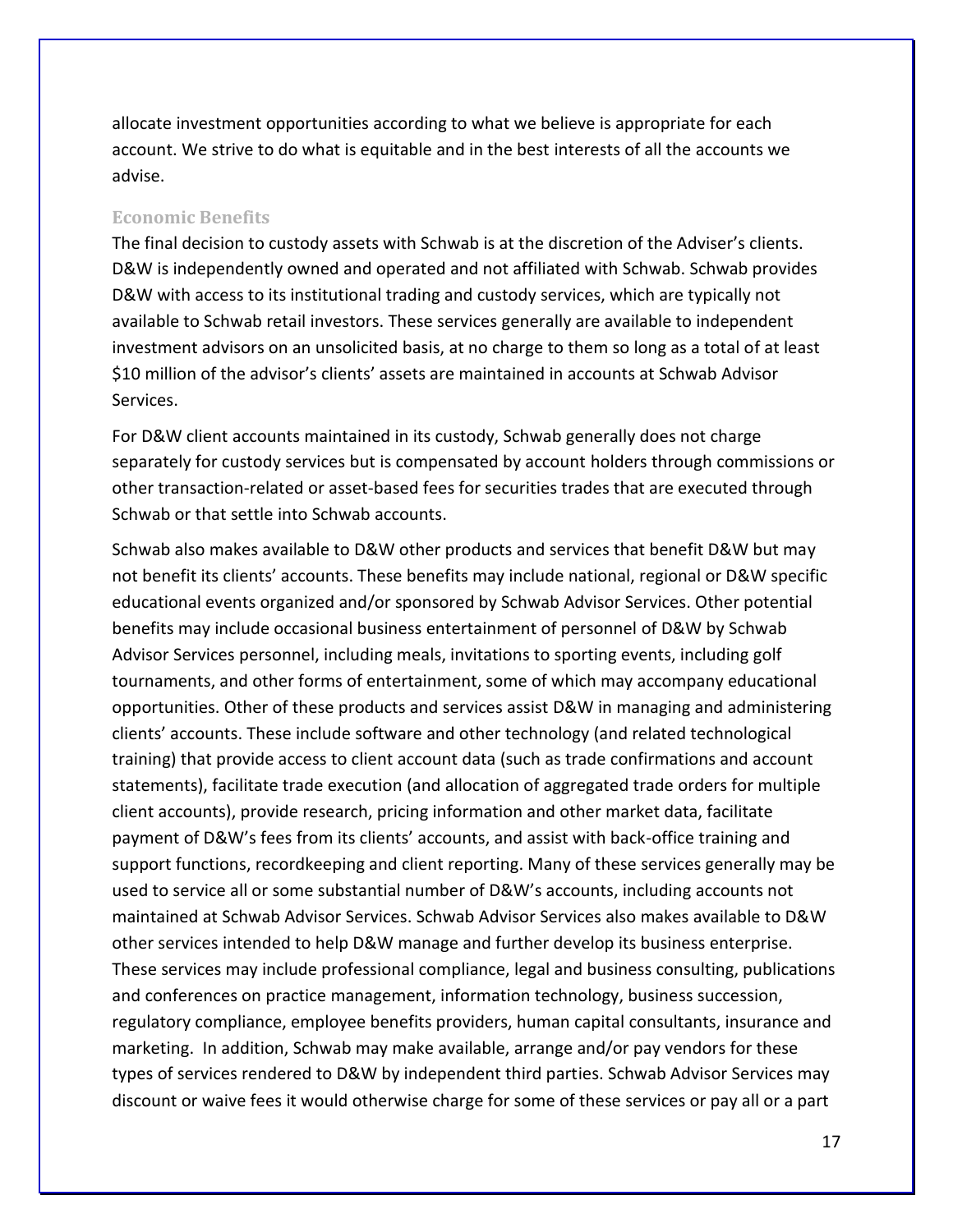allocate investment opportunities according to what we believe is appropriate for each account. We strive to do what is equitable and in the best interests of all the accounts we advise.

### Economic Benefits

The final decision to custody assets with Schwab is at the discretion of the Adviser's clients. D&W is independently owned and operated and not affiliated with Schwab. Schwab provides D&W with access to its institutional trading and custody services, which are typically not available to Schwab retail investors. These services generally are available to independent investment advisors on an unsolicited basis, at no charge to them so long as a total of at least $10 million of the advisor's clients' assets are maintained in accounts at Schwab Advisor Services.

For D&W client accounts maintained in its custody, Schwab generally does not charge separately for custody services but is compensated by account holders through commissions or other transaction-related or asset-based fees for securities trades that are executed through Schwab or that settle into Schwab accounts.

Schwab also makes available to D&W other products and services that benefit D&W but may not benefit its clients' accounts. These benefits may include national, regional or D&W specific educational events organized and/or sponsored by Schwab Advisor Services. Other potential benefits may include occasional business entertainment of personnel of D&W by Schwab Advisor Services personnel, including meals, invitations to sporting events, including golf tournaments, and other forms of entertainment, some of which may accompany educational opportunities. Other of these products and services assist D&W in managing and administering clients' accounts. These include software and other technology (and related technological training) that provide access to client account data (such as trade confirmations and account statements), facilitate trade execution (and allocation of aggregated trade orders for multiple client accounts), provide research, pricing information and other market data, facilitate payment of D&W's fees from its clients' accounts, and assist with back-office training and support functions, recordkeeping and client reporting. Many of these services generally may be used to service all or some substantial number of D&W's accounts, including accounts not maintained at Schwab Advisor Services. Schwab Advisor Services also makes available to D&W other services intended to help D&W manage and further develop its business enterprise. These services may include professional compliance, legal and business consulting, publications and conferences on practice management, information technology, business succession, regulatory compliance, employee benefits providers, human capital consultants, insurance and marketing. In addition, Schwab may make available, arrange and/or pay vendors for these types of services rendered to D&W by independent third parties. Schwab Advisor Services may discount or waive fees it would otherwise charge for some of these services or pay all or a part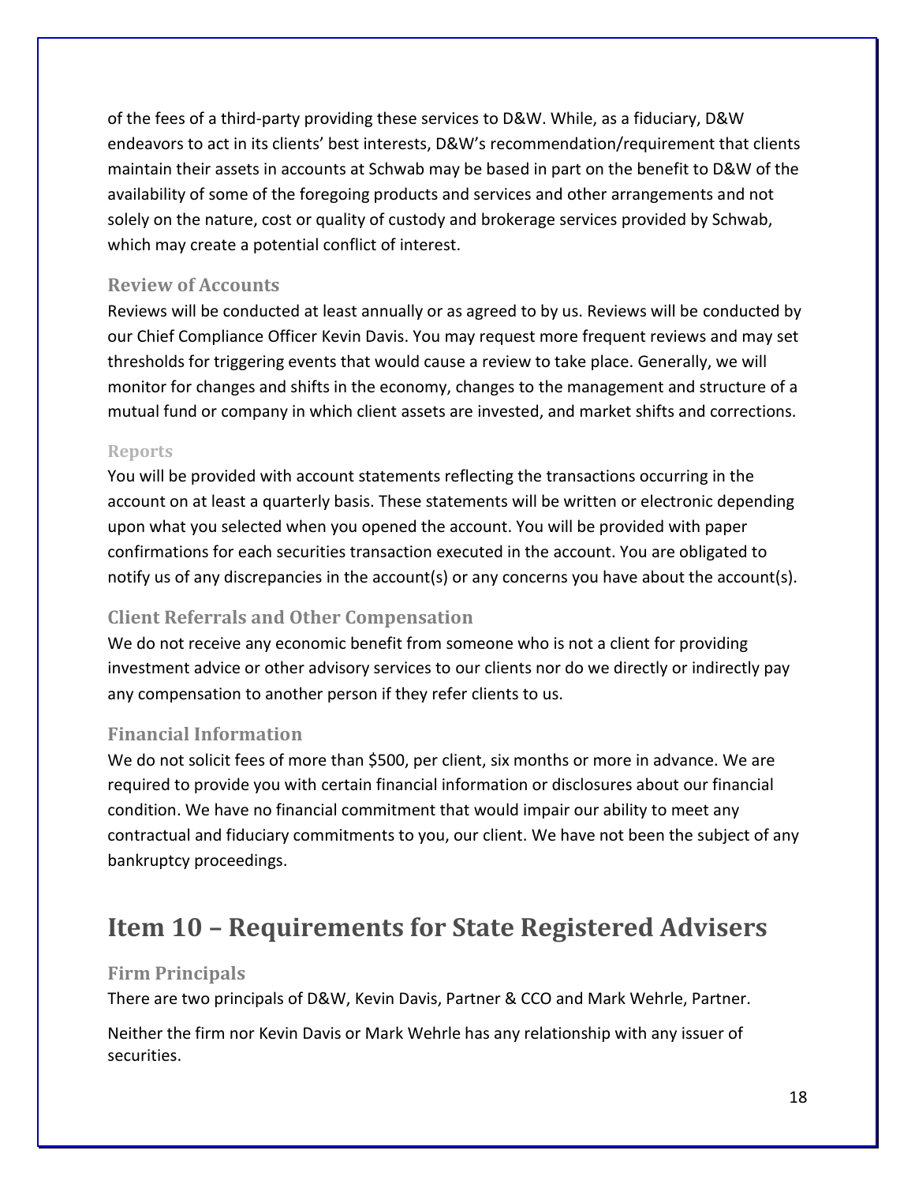of the fees of a third-party providing these services to D&W. While, as a fiduciary, D&W endeavors to act in its clients' best interests, D&W's recommendation/requirement that clients maintain their assets in accounts at Schwab may be based in part on the benefit to D&W of the availability of some of the foregoing products and services and other arrangements and not solely on the nature, cost or quality of custody and brokerage services provided by Schwab, which may create a potential conflict of interest.

### Review of Accounts

Reviews will be conducted at least annually or as agreed to by us. Reviews will be conducted by our Chief Compliance Officer Kevin Davis. You may request more frequent reviews and may set thresholds for triggering events that would cause a review to take place. Generally, we will monitor for changes and shifts in the economy, changes to the management and structure of a mutual fund or company in which client assets are invested, and market shifts and corrections.

#### Reports

You will be provided with account statements reflecting the transactions occurring in the account on at least a quarterly basis. These statements will be written or electronic depending upon what you selected when you opened the account. You will be provided with paper confirmations for each securities transaction executed in the account. You are obligated to notify us of any discrepancies in the account(s) or any concerns you have about the account(s).

### Client Referrals and Other Compensation

We do not receive any economic benefit from someone who is not a client for providing investment advice or other advisory services to our clients nor do we directly or indirectly pay any compensation to another person if they refer clients to us.

### Financial Information

We do not solicit fees of more than $500, per client, six months or more in advance. We are required to provide you with certain financial information or disclosures about our financial condition. We have no financial commitment that would impair our ability to meet any contractual and fiduciary commitments to you, our client. We have not been the subject of any bankruptcy proceedings.

## Item 10 – Requirements for State Registered Advisers

### Firm Principals

There are two principals of D&W, Kevin Davis, Partner & CCO and Mark Wehrle, Partner.

Neither the firm nor Kevin Davis or Mark Wehrle has any relationship with any issuer of securities.